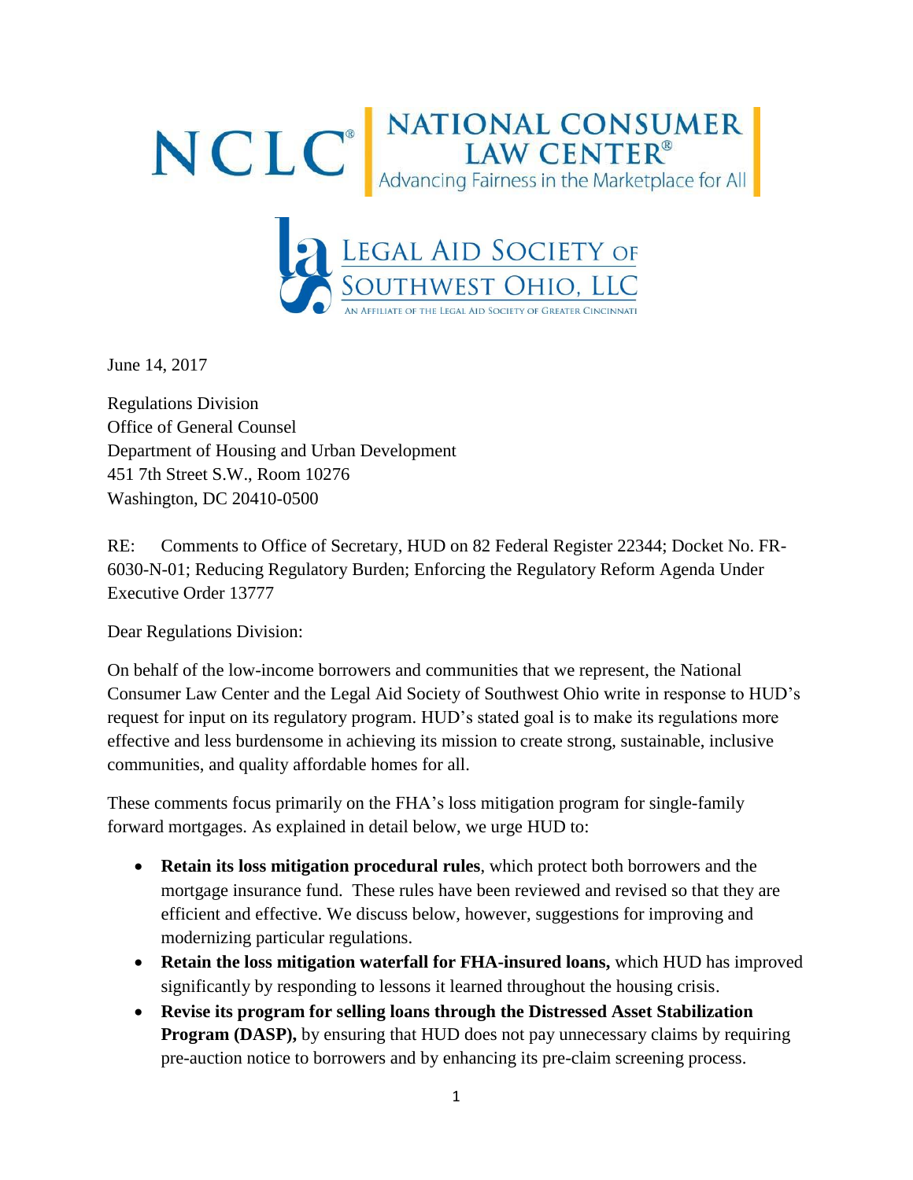NCLC® NATIONAL CONSUMER LAW CENTER®
Advancing Fairness in the Marketplace for All

LEGAL AID SOCIETY OF SOUTHWEST OHIO, LLC
AN AFFILIATE OF THE LEGAL AID SOCIETY OF GREATER CINCINNATI

June 14, 2017

Regulations Division
Office of General Counsel
Department of Housing and Urban Development
451 7th Street S.W., Room 10276
Washington, DC 20410-0500

RE: Comments to Office of Secretary, HUD on 82 Federal Register 22344; Docket No. FR-6030-N-01; Reducing Regulatory Burden; Enforcing the Regulatory Reform Agenda Under Executive Order 13777

Dear Regulations Division:

On behalf of the low-income borrowers and communities that we represent, the National Consumer Law Center and the Legal Aid Society of Southwest Ohio write in response to HUD's request for input on its regulatory program. HUD's stated goal is to make its regulations more effective and less burdensome in achieving its mission to create strong, sustainable, inclusive communities, and quality affordable homes for all.

These comments focus primarily on the FHA's loss mitigation program for single-family forward mortgages. As explained in detail below, we urge HUD to:

- **Retain its loss mitigation procedural rules**, which protect both borrowers and the mortgage insurance fund. These rules have been reviewed and revised so that they are efficient and effective. We discuss below, however, suggestions for improving and modernizing particular regulations.
- **Retain the loss mitigation waterfall for FHA-insured loans,** which HUD has improved significantly by responding to lessons it learned throughout the housing crisis.
- **Revise its program for selling loans through the Distressed Asset Stabilization Program (DASP),** by ensuring that HUD does not pay unnecessary claims by requiring pre-auction notice to borrowers and by enhancing its pre-claim screening process.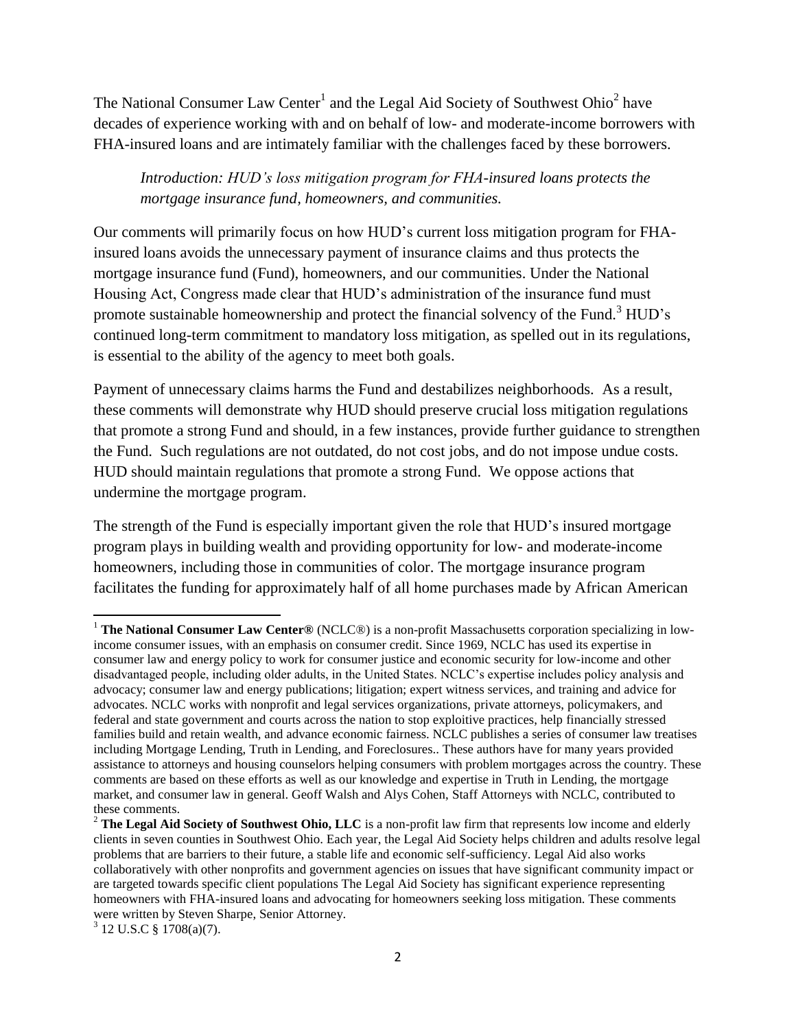The National Consumer Law Center[1] and the Legal Aid Society of Southwest Ohio[2] have decades of experience working with and on behalf of low- and moderate-income borrowers with FHA-insured loans and are intimately familiar with the challenges faced by these borrowers.

*Introduction: HUD's loss mitigation program for FHA-insured loans protects the mortgage insurance fund, homeowners, and communities.*

Our comments will primarily focus on how HUD's current loss mitigation program for FHA-insured loans avoids the unnecessary payment of insurance claims and thus protects the mortgage insurance fund (Fund), homeowners, and our communities. Under the National Housing Act, Congress made clear that HUD's administration of the insurance fund must promote sustainable homeownership and protect the financial solvency of the Fund.[3] HUD's continued long-term commitment to mandatory loss mitigation, as spelled out in its regulations, is essential to the ability of the agency to meet both goals.

Payment of unnecessary claims harms the Fund and destabilizes neighborhoods. As a result, these comments will demonstrate why HUD should preserve crucial loss mitigation regulations that promote a strong Fund and should, in a few instances, provide further guidance to strengthen the Fund. Such regulations are not outdated, do not cost jobs, and do not impose undue costs. HUD should maintain regulations that promote a strong Fund. We oppose actions that undermine the mortgage program.

The strength of the Fund is especially important given the role that HUD's insured mortgage program plays in building wealth and providing opportunity for low- and moderate-income homeowners, including those in communities of color. The mortgage insurance program facilitates the funding for approximately half of all home purchases made by African American

---

[1] **The National Consumer Law Center®** (NCLC®) is a non-profit Massachusetts corporation specializing in low-income consumer issues, with an emphasis on consumer credit. Since 1969, NCLC has used its expertise in consumer law and energy policy to work for consumer justice and economic security for low-income and other disadvantaged people, including older adults, in the United States. NCLC's expertise includes policy analysis and advocacy; consumer law and energy publications; litigation; expert witness services, and training and advice for advocates. NCLC works with nonprofit and legal services organizations, private attorneys, policymakers, and federal and state government and courts across the nation to stop exploitive practices, help financially stressed families build and retain wealth, and advance economic fairness. NCLC publishes a series of consumer law treatises including Mortgage Lending, Truth in Lending, and Foreclosures.. These authors have for many years provided assistance to attorneys and housing counselors helping consumers with problem mortgages across the country. These comments are based on these efforts as well as our knowledge and expertise in Truth in Lending, the mortgage market, and consumer law in general. Geoff Walsh and Alys Cohen, Staff Attorneys with NCLC, contributed to these comments.

[2] **The Legal Aid Society of Southwest Ohio, LLC** is a non-profit law firm that represents low income and elderly clients in seven counties in Southwest Ohio. Each year, the Legal Aid Society helps children and adults resolve legal problems that are barriers to their future, a stable life and economic self-sufficiency. Legal Aid also works collaboratively with other nonprofits and government agencies on issues that have significant community impact or are targeted towards specific client populations The Legal Aid Society has significant experience representing homeowners with FHA-insured loans and advocating for homeowners seeking loss mitigation. These comments were written by Steven Sharpe, Senior Attorney.

[3] 12 U.S.C § 1708(a)(7).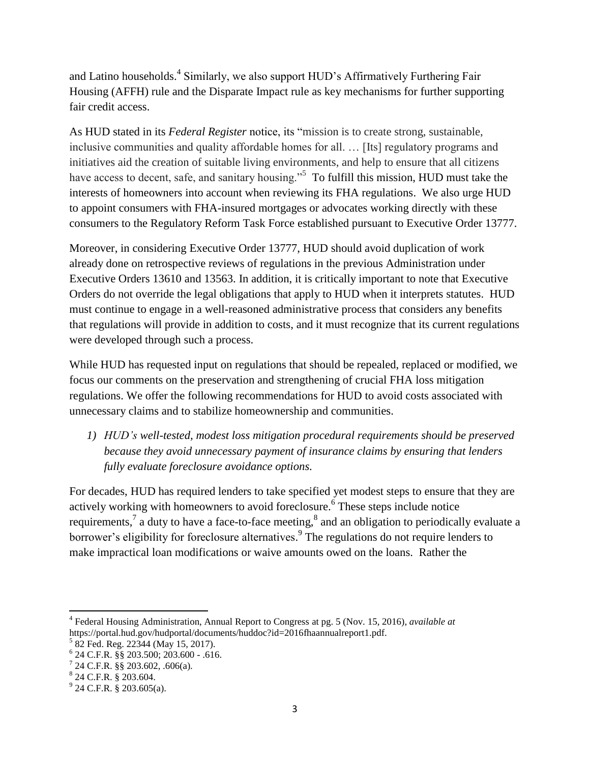and Latino households.[4] Similarly, we also support HUD's Affirmatively Furthering Fair Housing (AFFH) rule and the Disparate Impact rule as key mechanisms for further supporting fair credit access.

As HUD stated in its *Federal Register* notice, its "mission is to create strong, sustainable, inclusive communities and quality affordable homes for all. … [Its] regulatory programs and initiatives aid the creation of suitable living environments, and help to ensure that all citizens have access to decent, safe, and sanitary housing."[5] To fulfill this mission, HUD must take the interests of homeowners into account when reviewing its FHA regulations. We also urge HUD to appoint consumers with FHA-insured mortgages or advocates working directly with these consumers to the Regulatory Reform Task Force established pursuant to Executive Order 13777.

Moreover, in considering Executive Order 13777, HUD should avoid duplication of work already done on retrospective reviews of regulations in the previous Administration under Executive Orders 13610 and 13563. In addition, it is critically important to note that Executive Orders do not override the legal obligations that apply to HUD when it interprets statutes. HUD must continue to engage in a well-reasoned administrative process that considers any benefits that regulations will provide in addition to costs, and it must recognize that its current regulations were developed through such a process.

While HUD has requested input on regulations that should be repealed, replaced or modified, we focus our comments on the preservation and strengthening of crucial FHA loss mitigation regulations. We offer the following recommendations for HUD to avoid costs associated with unnecessary claims and to stabilize homeownership and communities.

1) *HUD's well-tested, modest loss mitigation procedural requirements should be preserved because they avoid unnecessary payment of insurance claims by ensuring that lenders fully evaluate foreclosure avoidance options.*

For decades, HUD has required lenders to take specified yet modest steps to ensure that they are actively working with homeowners to avoid foreclosure.[6] These steps include notice requirements,[7] a duty to have a face-to-face meeting,[8] and an obligation to periodically evaluate a borrower's eligibility for foreclosure alternatives.[9] The regulations do not require lenders to make impractical loan modifications or waive amounts owed on the loans. Rather the

---

[4] Federal Housing Administration, Annual Report to Congress at pg. 5 (Nov. 15, 2016), *available at* https://portal.hud.gov/hudportal/documents/huddoc?id=2016fhaannualreport1.pdf.

[5] 82 Fed. Reg. 22344 (May 15, 2017).

[6] 24 C.F.R. §§ 203.500; 203.600 - .616.

[7] 24 C.F.R. §§ 203.602, .606(a).

[8] 24 C.F.R. § 203.604.

[9] 24 C.F.R. § 203.605(a).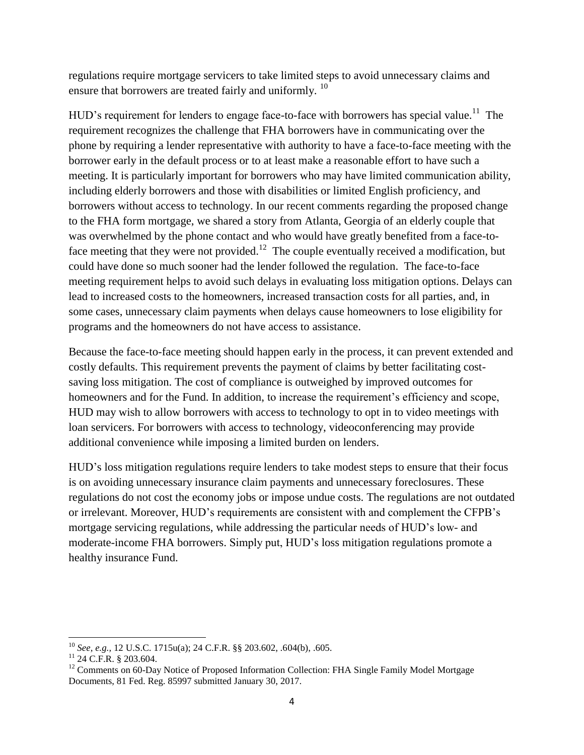regulations require mortgage servicers to take limited steps to avoid unnecessary claims and ensure that borrowers are treated fairly and uniformly. [10]

HUD's requirement for lenders to engage face-to-face with borrowers has special value.[11] The requirement recognizes the challenge that FHA borrowers have in communicating over the phone by requiring a lender representative with authority to have a face-to-face meeting with the borrower early in the default process or to at least make a reasonable effort to have such a meeting. It is particularly important for borrowers who may have limited communication ability, including elderly borrowers and those with disabilities or limited English proficiency, and borrowers without access to technology. In our recent comments regarding the proposed change to the FHA form mortgage, we shared a story from Atlanta, Georgia of an elderly couple that was overwhelmed by the phone contact and who would have greatly benefited from a face-to-face meeting that they were not provided.[12] The couple eventually received a modification, but could have done so much sooner had the lender followed the regulation. The face-to-face meeting requirement helps to avoid such delays in evaluating loss mitigation options. Delays can lead to increased costs to the homeowners, increased transaction costs for all parties, and, in some cases, unnecessary claim payments when delays cause homeowners to lose eligibility for programs and the homeowners do not have access to assistance.

Because the face-to-face meeting should happen early in the process, it can prevent extended and costly defaults. This requirement prevents the payment of claims by better facilitating cost-saving loss mitigation. The cost of compliance is outweighed by improved outcomes for homeowners and for the Fund. In addition, to increase the requirement's efficiency and scope, HUD may wish to allow borrowers with access to technology to opt in to video meetings with loan servicers. For borrowers with access to technology, videoconferencing may provide additional convenience while imposing a limited burden on lenders.

HUD's loss mitigation regulations require lenders to take modest steps to ensure that their focus is on avoiding unnecessary insurance claim payments and unnecessary foreclosures. These regulations do not cost the economy jobs or impose undue costs. The regulations are not outdated or irrelevant. Moreover, HUD's requirements are consistent with and complement the CFPB's mortgage servicing regulations, while addressing the particular needs of HUD's low- and moderate-income FHA borrowers. Simply put, HUD's loss mitigation regulations promote a healthy insurance Fund.

---

[10] *See, e.g.,* 12 U.S.C. 1715u(a); 24 C.F.R. §§ 203.602, .604(b), .605.

[11] 24 C.F.R. § 203.604.

[12] Comments on 60-Day Notice of Proposed Information Collection: FHA Single Family Model Mortgage Documents, 81 Fed. Reg. 85997 submitted January 30, 2017.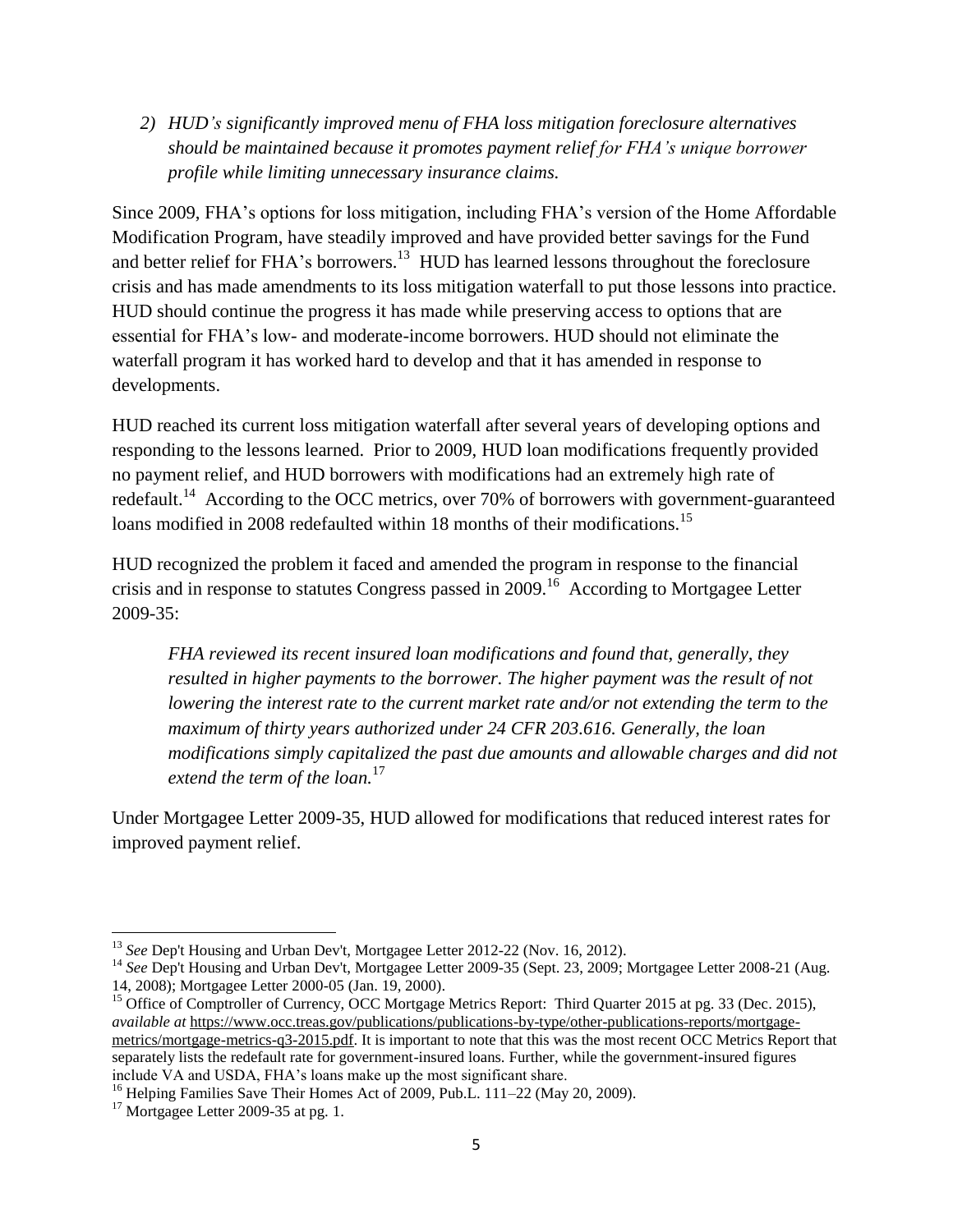*2) HUD's significantly improved menu of FHA loss mitigation foreclosure alternatives should be maintained because it promotes payment relief for FHA's unique borrower profile while limiting unnecessary insurance claims.*

Since 2009, FHA's options for loss mitigation, including FHA's version of the Home Affordable Modification Program, have steadily improved and have provided better savings for the Fund and better relief for FHA's borrowers.[13] HUD has learned lessons throughout the foreclosure crisis and has made amendments to its loss mitigation waterfall to put those lessons into practice. HUD should continue the progress it has made while preserving access to options that are essential for FHA's low- and moderate-income borrowers. HUD should not eliminate the waterfall program it has worked hard to develop and that it has amended in response to developments.

HUD reached its current loss mitigation waterfall after several years of developing options and responding to the lessons learned. Prior to 2009, HUD loan modifications frequently provided no payment relief, and HUD borrowers with modifications had an extremely high rate of redefault.[14] According to the OCC metrics, over 70% of borrowers with government-guaranteed loans modified in 2008 redefaulted within 18 months of their modifications.[15]

HUD recognized the problem it faced and amended the program in response to the financial crisis and in response to statutes Congress passed in 2009.[16] According to Mortgagee Letter 2009-35:

> *FHA reviewed its recent insured loan modifications and found that, generally, they resulted in higher payments to the borrower. The higher payment was the result of not lowering the interest rate to the current market rate and/or not extending the term to the maximum of thirty years authorized under 24 CFR 203.616. Generally, the loan modifications simply capitalized the past due amounts and allowable charges and did not extend the term of the loan.*[17]

Under Mortgagee Letter 2009-35, HUD allowed for modifications that reduced interest rates for improved payment relief.

---

[13] *See* Dep't Housing and Urban Dev't, Mortgagee Letter 2012-22 (Nov. 16, 2012).

[14] *See* Dep't Housing and Urban Dev't, Mortgagee Letter 2009-35 (Sept. 23, 2009; Mortgagee Letter 2008-21 (Aug. 14, 2008); Mortgagee Letter 2000-05 (Jan. 19, 2000).

[15] Office of Comptroller of Currency, OCC Mortgage Metrics Report: Third Quarter 2015 at pg. 33 (Dec. 2015), *available at* https://www.occ.treas.gov/publications/publications-by-type/other-publications-reports/mortgage-metrics/mortgage-metrics-q3-2015.pdf. It is important to note that this was the most recent OCC Metrics Report that separately lists the redefault rate for government-insured loans. Further, while the government-insured figures include VA and USDA, FHA's loans make up the most significant share.

[16] Helping Families Save Their Homes Act of 2009, Pub.L. 111–22 (May 20, 2009).

[17] Mortgagee Letter 2009-35 at pg. 1.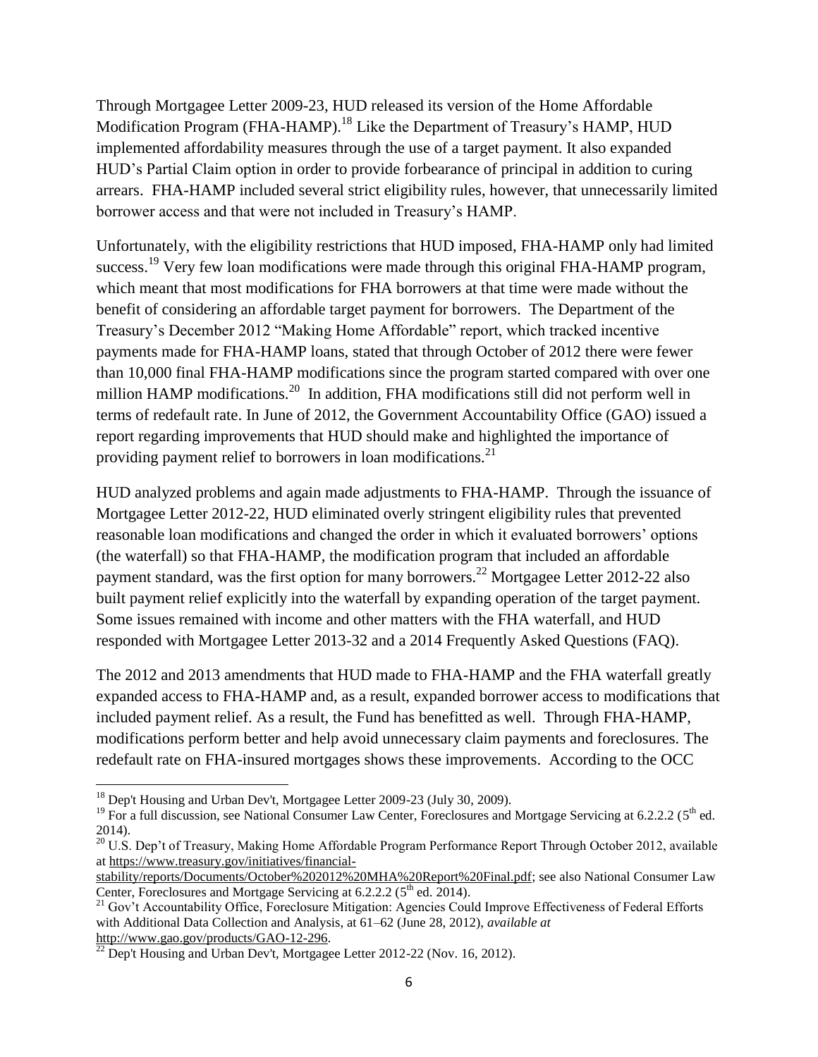Through Mortgagee Letter 2009-23, HUD released its version of the Home Affordable Modification Program (FHA-HAMP).[18] Like the Department of Treasury's HAMP, HUD implemented affordability measures through the use of a target payment. It also expanded HUD's Partial Claim option in order to provide forbearance of principal in addition to curing arrears. FHA-HAMP included several strict eligibility rules, however, that unnecessarily limited borrower access and that were not included in Treasury's HAMP.

Unfortunately, with the eligibility restrictions that HUD imposed, FHA-HAMP only had limited success.[19] Very few loan modifications were made through this original FHA-HAMP program, which meant that most modifications for FHA borrowers at that time were made without the benefit of considering an affordable target payment for borrowers. The Department of the Treasury's December 2012 "Making Home Affordable" report, which tracked incentive payments made for FHA-HAMP loans, stated that through October of 2012 there were fewer than 10,000 final FHA-HAMP modifications since the program started compared with over one million HAMP modifications.[20] In addition, FHA modifications still did not perform well in terms of redefault rate. In June of 2012, the Government Accountability Office (GAO) issued a report regarding improvements that HUD should make and highlighted the importance of providing payment relief to borrowers in loan modifications.[21]

HUD analyzed problems and again made adjustments to FHA-HAMP. Through the issuance of Mortgagee Letter 2012-22, HUD eliminated overly stringent eligibility rules that prevented reasonable loan modifications and changed the order in which it evaluated borrowers' options (the waterfall) so that FHA-HAMP, the modification program that included an affordable payment standard, was the first option for many borrowers.[22] Mortgagee Letter 2012-22 also built payment relief explicitly into the waterfall by expanding operation of the target payment. Some issues remained with income and other matters with the FHA waterfall, and HUD responded with Mortgagee Letter 2013-32 and a 2014 Frequently Asked Questions (FAQ).

The 2012 and 2013 amendments that HUD made to FHA-HAMP and the FHA waterfall greatly expanded access to FHA-HAMP and, as a result, expanded borrower access to modifications that included payment relief. As a result, the Fund has benefitted as well. Through FHA-HAMP, modifications perform better and help avoid unnecessary claim payments and foreclosures. The redefault rate on FHA-insured mortgages shows these improvements. According to the OCC

---

[18] Dep't Housing and Urban Dev't, Mortgagee Letter 2009-23 (July 30, 2009).

[19] For a full discussion, see National Consumer Law Center, Foreclosures and Mortgage Servicing at 6.2.2.2 (5th ed. 2014).

[20] U.S. Dep't of Treasury, Making Home Affordable Program Performance Report Through October 2012, available at https://www.treasury.gov/initiatives/financial-stability/reports/Documents/October%202012%20MHA%20Report%20Final.pdf; see also National Consumer Law Center, Foreclosures and Mortgage Servicing at 6.2.2.2 (5th ed. 2014).

[21] Gov't Accountability Office, Foreclosure Mitigation: Agencies Could Improve Effectiveness of Federal Efforts with Additional Data Collection and Analysis, at 61–62 (June 28, 2012), *available at* http://www.gao.gov/products/GAO-12-296.

[22] Dep't Housing and Urban Dev't, Mortgagee Letter 2012-22 (Nov. 16, 2012).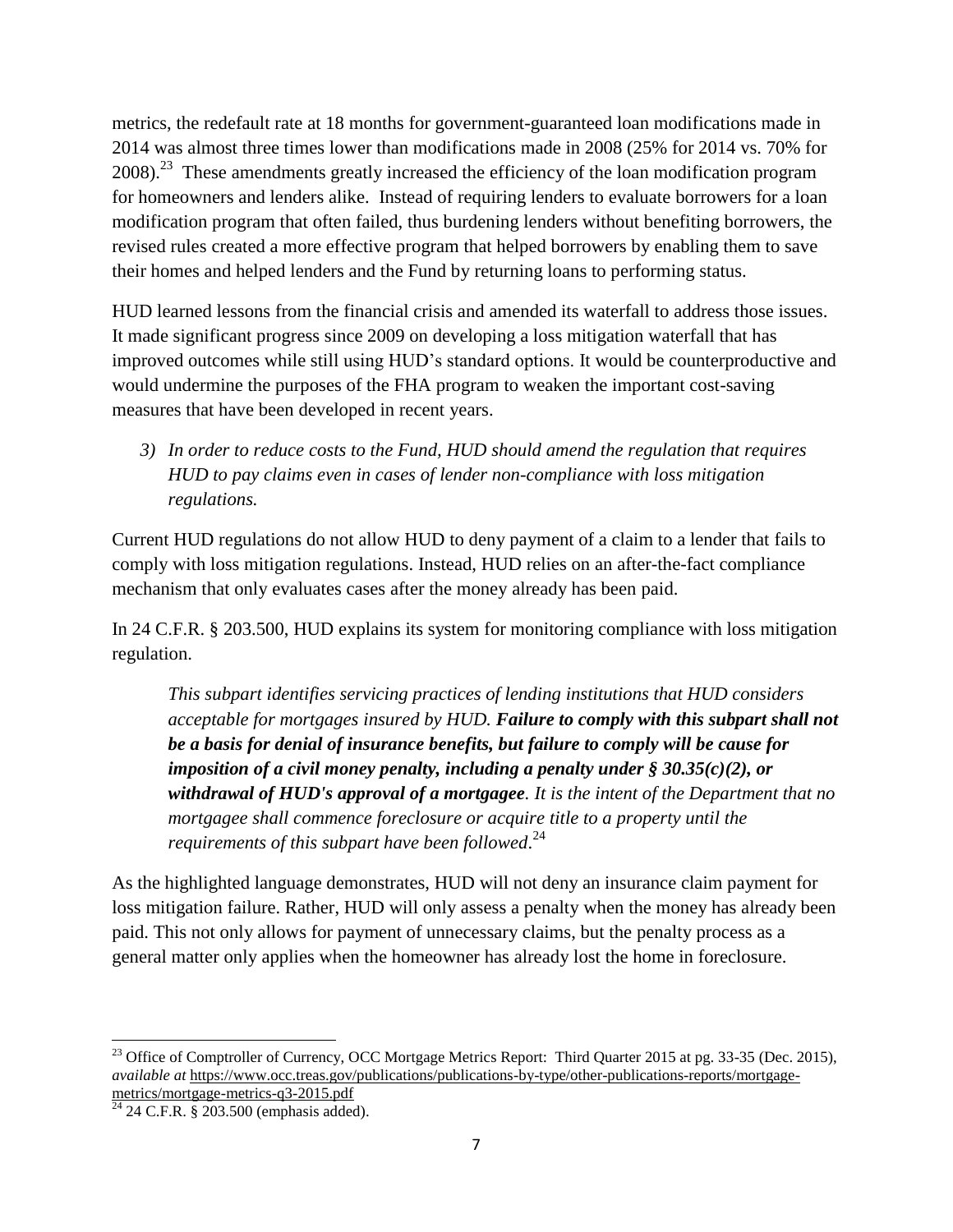metrics, the redefault rate at 18 months for government-guaranteed loan modifications made in 2014 was almost three times lower than modifications made in 2008 (25% for 2014 vs. 70% for 2008).[23] These amendments greatly increased the efficiency of the loan modification program for homeowners and lenders alike. Instead of requiring lenders to evaluate borrowers for a loan modification program that often failed, thus burdening lenders without benefiting borrowers, the revised rules created a more effective program that helped borrowers by enabling them to save their homes and helped lenders and the Fund by returning loans to performing status.

HUD learned lessons from the financial crisis and amended its waterfall to address those issues. It made significant progress since 2009 on developing a loss mitigation waterfall that has improved outcomes while still using HUD's standard options. It would be counterproductive and would undermine the purposes of the FHA program to weaken the important cost-saving measures that have been developed in recent years.

*3) In order to reduce costs to the Fund, HUD should amend the regulation that requires HUD to pay claims even in cases of lender non-compliance with loss mitigation regulations.*

Current HUD regulations do not allow HUD to deny payment of a claim to a lender that fails to comply with loss mitigation regulations. Instead, HUD relies on an after-the-fact compliance mechanism that only evaluates cases after the money already has been paid.

In 24 C.F.R. § 203.500, HUD explains its system for monitoring compliance with loss mitigation regulation.

> *This subpart identifies servicing practices of lending institutions that HUD considers acceptable for mortgages insured by HUD.* ***Failure to comply with this subpart shall not be a basis for denial of insurance benefits, but failure to comply will be cause for imposition of a civil money penalty, including a penalty under § 30.35(c)(2), or withdrawal of HUD's approval of a mortgagee****. It is the intent of the Department that no mortgagee shall commence foreclosure or acquire title to a property until the requirements of this subpart have been followed.*[24]

As the highlighted language demonstrates, HUD will not deny an insurance claim payment for loss mitigation failure. Rather, HUD will only assess a penalty when the money has already been paid. This not only allows for payment of unnecessary claims, but the penalty process as a general matter only applies when the homeowner has already lost the home in foreclosure.

---

[23] Office of Comptroller of Currency, OCC Mortgage Metrics Report: Third Quarter 2015 at pg. 33-35 (Dec. 2015), *available at* https://www.occ.treas.gov/publications/publications-by-type/other-publications-reports/mortgage-metrics/mortgage-metrics-q3-2015.pdf

[24] 24 C.F.R. § 203.500 (emphasis added).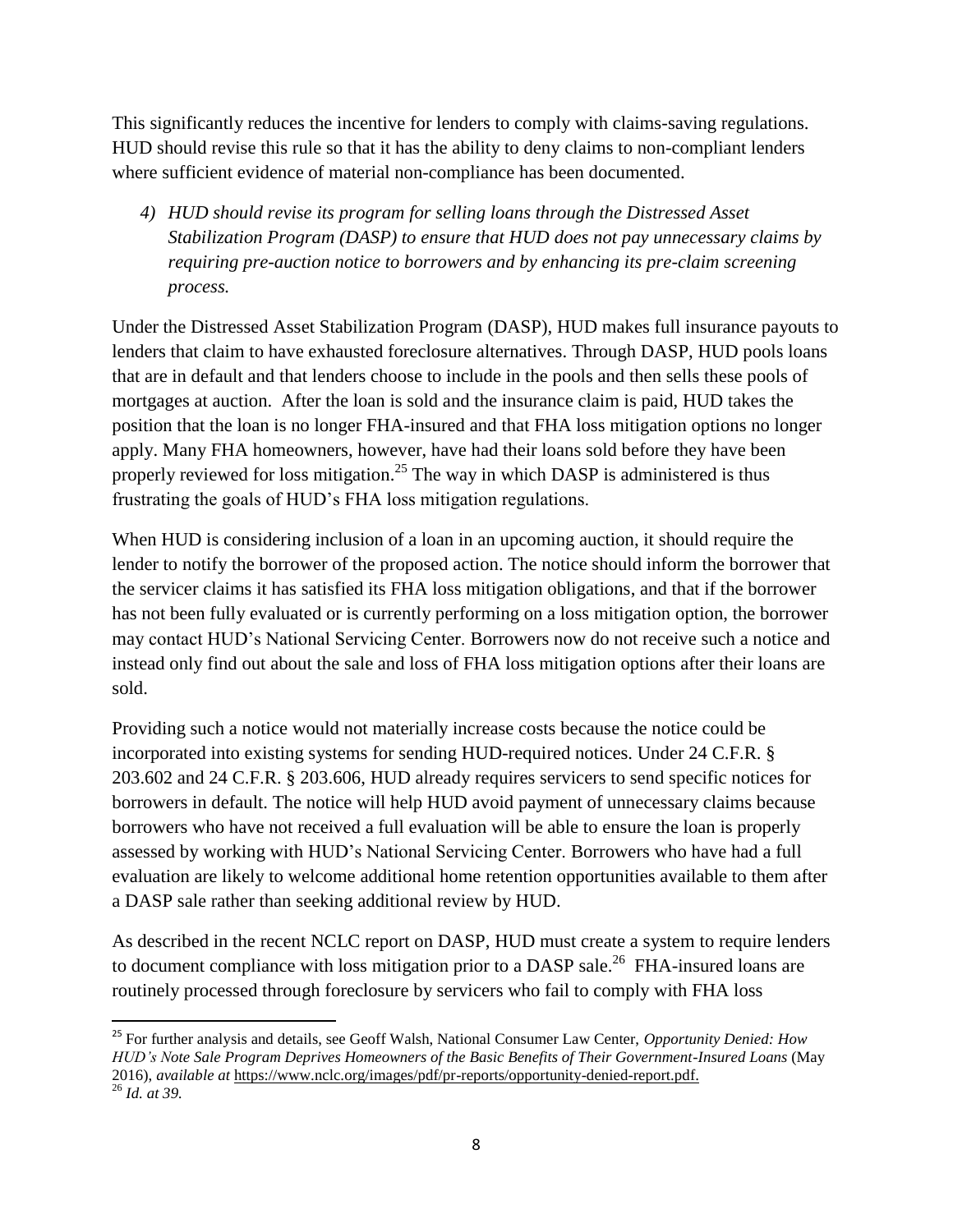This significantly reduces the incentive for lenders to comply with claims-saving regulations. HUD should revise this rule so that it has the ability to deny claims to non-compliant lenders where sufficient evidence of material non-compliance has been documented.

*4) HUD should revise its program for selling loans through the Distressed Asset Stabilization Program (DASP) to ensure that HUD does not pay unnecessary claims by requiring pre-auction notice to borrowers and by enhancing its pre-claim screening process.*

Under the Distressed Asset Stabilization Program (DASP), HUD makes full insurance payouts to lenders that claim to have exhausted foreclosure alternatives. Through DASP, HUD pools loans that are in default and that lenders choose to include in the pools and then sells these pools of mortgages at auction. After the loan is sold and the insurance claim is paid, HUD takes the position that the loan is no longer FHA-insured and that FHA loss mitigation options no longer apply. Many FHA homeowners, however, have had their loans sold before they have been properly reviewed for loss mitigation.[25] The way in which DASP is administered is thus frustrating the goals of HUD's FHA loss mitigation regulations.

When HUD is considering inclusion of a loan in an upcoming auction, it should require the lender to notify the borrower of the proposed action. The notice should inform the borrower that the servicer claims it has satisfied its FHA loss mitigation obligations, and that if the borrower has not been fully evaluated or is currently performing on a loss mitigation option, the borrower may contact HUD's National Servicing Center. Borrowers now do not receive such a notice and instead only find out about the sale and loss of FHA loss mitigation options after their loans are sold.

Providing such a notice would not materially increase costs because the notice could be incorporated into existing systems for sending HUD-required notices. Under 24 C.F.R. § 203.602 and 24 C.F.R. § 203.606, HUD already requires servicers to send specific notices for borrowers in default. The notice will help HUD avoid payment of unnecessary claims because borrowers who have not received a full evaluation will be able to ensure the loan is properly assessed by working with HUD's National Servicing Center. Borrowers who have had a full evaluation are likely to welcome additional home retention opportunities available to them after a DASP sale rather than seeking additional review by HUD.

As described in the recent NCLC report on DASP, HUD must create a system to require lenders to document compliance with loss mitigation prior to a DASP sale.[26] FHA-insured loans are routinely processed through foreclosure by servicers who fail to comply with FHA loss

---

[25] For further analysis and details, see Geoff Walsh, National Consumer Law Center, *Opportunity Denied: How HUD's Note Sale Program Deprives Homeowners of the Basic Benefits of Their Government-Insured Loans* (May 2016), *available at* https://www.nclc.org/images/pdf/pr-reports/opportunity-denied-report.pdf.

[26] *Id. at 39.*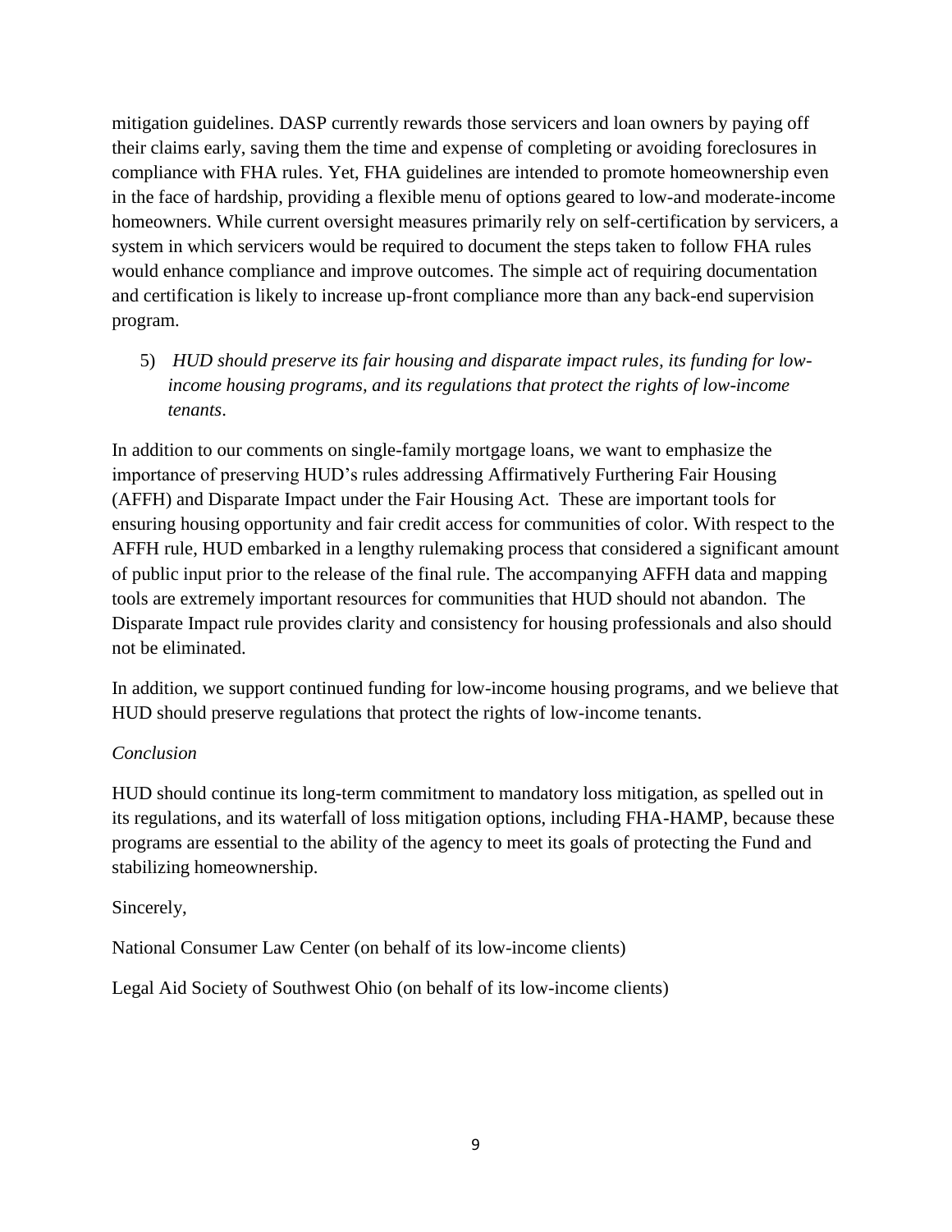mitigation guidelines. DASP currently rewards those servicers and loan owners by paying off their claims early, saving them the time and expense of completing or avoiding foreclosures in compliance with FHA rules. Yet, FHA guidelines are intended to promote homeownership even in the face of hardship, providing a flexible menu of options geared to low-and moderate-income homeowners. While current oversight measures primarily rely on self-certification by servicers, a system in which servicers would be required to document the steps taken to follow FHA rules would enhance compliance and improve outcomes. The simple act of requiring documentation and certification is likely to increase up-front compliance more than any back-end supervision program.

5) *HUD should preserve its fair housing and disparate impact rules, its funding for low-income housing programs, and its regulations that protect the rights of low-income tenants*.

In addition to our comments on single-family mortgage loans, we want to emphasize the importance of preserving HUD's rules addressing Affirmatively Furthering Fair Housing (AFFH) and Disparate Impact under the Fair Housing Act. These are important tools for ensuring housing opportunity and fair credit access for communities of color. With respect to the AFFH rule, HUD embarked in a lengthy rulemaking process that considered a significant amount of public input prior to the release of the final rule. The accompanying AFFH data and mapping tools are extremely important resources for communities that HUD should not abandon. The Disparate Impact rule provides clarity and consistency for housing professionals and also should not be eliminated.

In addition, we support continued funding for low-income housing programs, and we believe that HUD should preserve regulations that protect the rights of low-income tenants.

*Conclusion*

HUD should continue its long-term commitment to mandatory loss mitigation, as spelled out in its regulations, and its waterfall of loss mitigation options, including FHA-HAMP, because these programs are essential to the ability of the agency to meet its goals of protecting the Fund and stabilizing homeownership.

Sincerely,

National Consumer Law Center (on behalf of its low-income clients)

Legal Aid Society of Southwest Ohio (on behalf of its low-income clients)